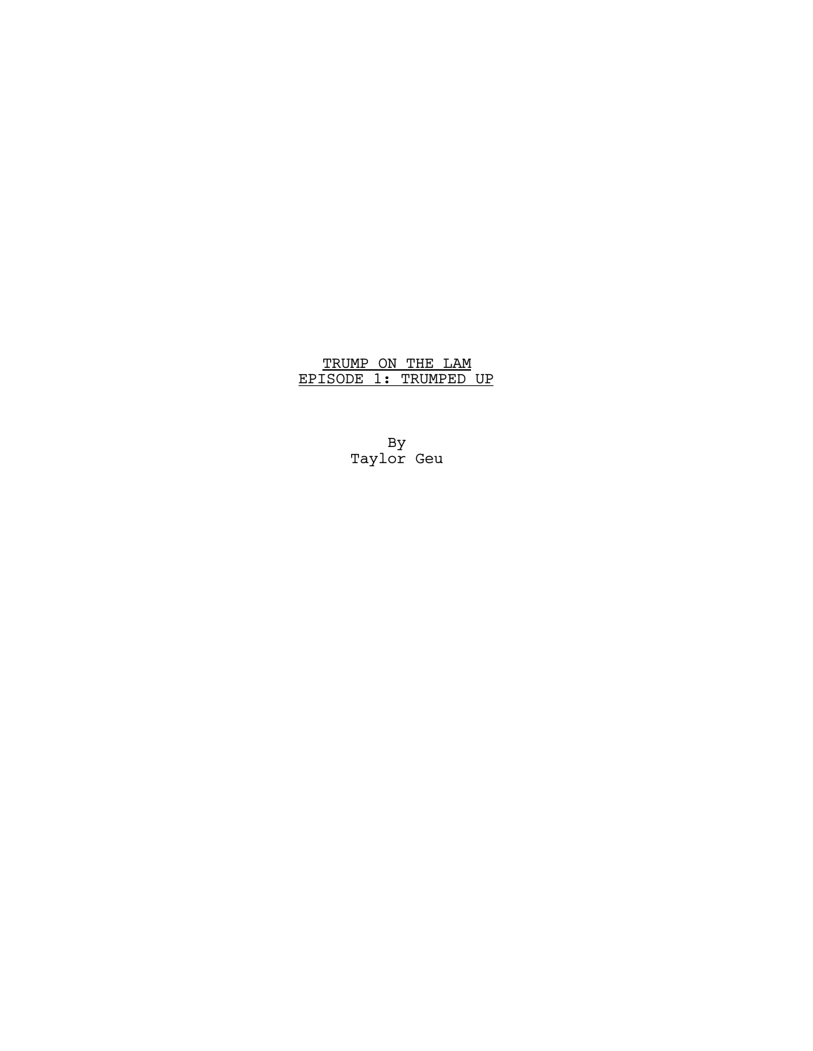# TRUMP ON THE LAM

## EPISODE 1: TRUMPED UP

By

Taylor Geu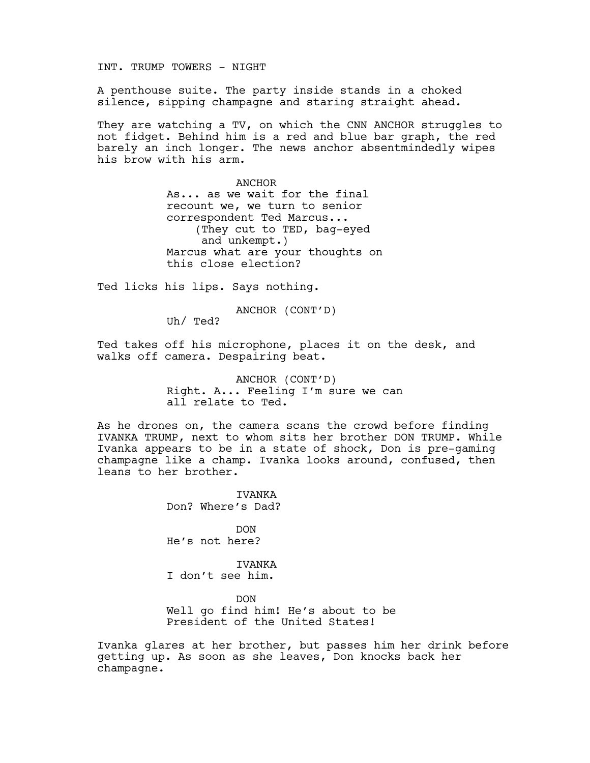INT. TRUMP TOWERS - NIGHT

A penthouse suite. The party inside stands in a choked silence, sipping champagne and staring straight ahead.

They are watching a TV, on which the CNN ANCHOR struggles to not fidget. Behind him is a red and blue bar graph, the red barely an inch longer. The news anchor absentmindedly wipes his brow with his arm.

ANCHOR
As... as we wait for the final recount we, we turn to senior correspondent Ted Marcus...
(They cut to TED, bag-eyed and unkempt.)
Marcus what are your thoughts on this close election?

Ted licks his lips. Says nothing.

ANCHOR (CONT'D)
Uh/ Ted?

Ted takes off his microphone, places it on the desk, and walks off camera. Despairing beat.

ANCHOR (CONT'D)
Right. A... Feeling I'm sure we can all relate to Ted.

As he drones on, the camera scans the crowd before finding IVANKA TRUMP, next to whom sits her brother DON TRUMP. While Ivanka appears to be in a state of shock, Don is pre-gaming champagne like a champ. Ivanka looks around, confused, then leans to her brother.

IVANKA
Don? Where's Dad?

DON
He's not here?

IVANKA
I don't see him.

DON
Well go find him! He's about to be President of the United States!

Ivanka glares at her brother, but passes him her drink before getting up. As soon as she leaves, Don knocks back her champagne.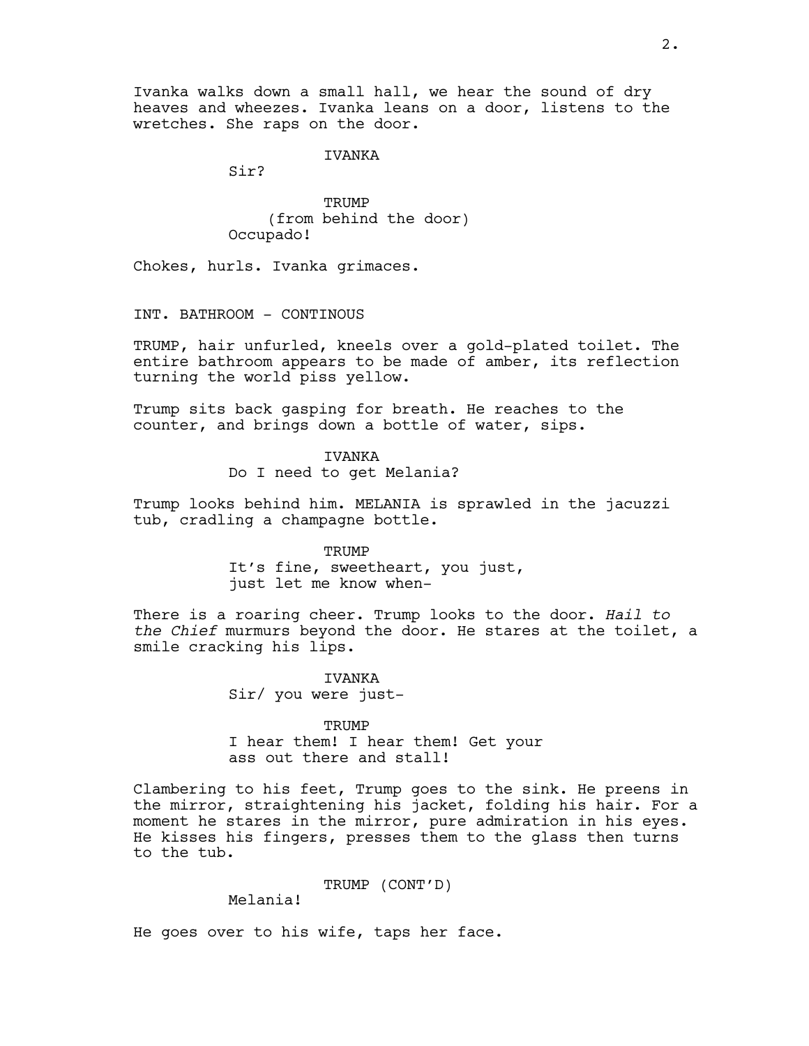Ivanka walks down a small hall, we hear the sound of dry heaves and wheezes. Ivanka leans on a door, listens to the wretches. She raps on the door.

IVANKA
Sir?

TRUMP
(from behind the door)
Occupado!

Chokes, hurls. Ivanka grimaces.

INT. BATHROOM - CONTINOUS

TRUMP, hair unfurled, kneels over a gold-plated toilet. The entire bathroom appears to be made of amber, its reflection turning the world piss yellow.

Trump sits back gasping for breath. He reaches to the counter, and brings down a bottle of water, sips.

IVANKA
Do I need to get Melania?

Trump looks behind him. MELANIA is sprawled in the jacuzzi tub, cradling a champagne bottle.

TRUMP
It's fine, sweetheart, you just, just let me know when-

There is a roaring cheer. Trump looks to the door. *Hail to the Chief* murmurs beyond the door. He stares at the toilet, a smile cracking his lips.

IVANKA
Sir/ you were just-

TRUMP
I hear them! I hear them! Get your ass out there and stall!

Clambering to his feet, Trump goes to the sink. He preens in the mirror, straightening his jacket, folding his hair. For a moment he stares in the mirror, pure admiration in his eyes. He kisses his fingers, presses them to the glass then turns to the tub.

TRUMP (CONT'D)
Melania!

He goes over to his wife, taps her face.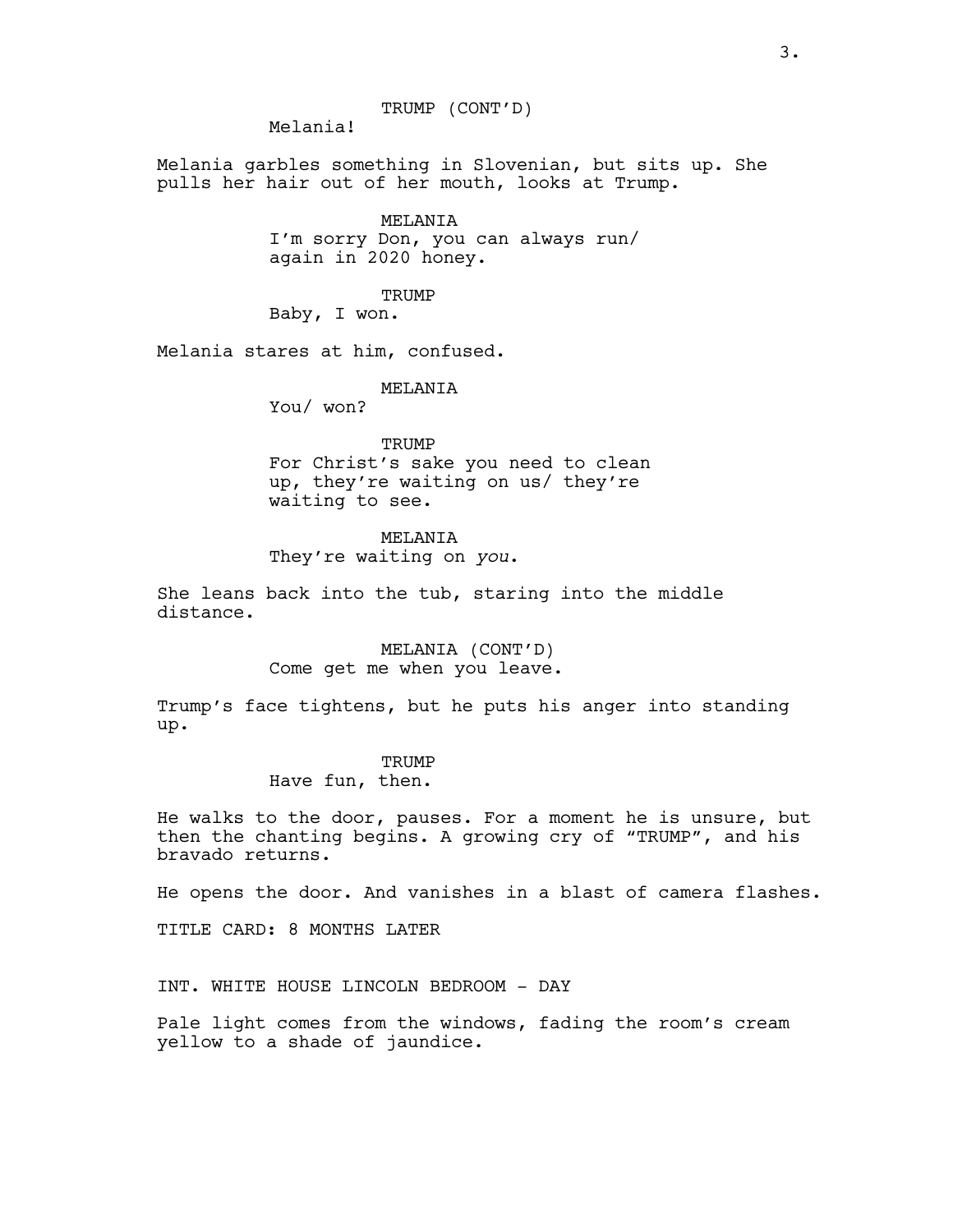TRUMP (CONT'D)
Melania!

Melania garbles something in Slovenian, but sits up. She pulls her hair out of her mouth, looks at Trump.

MELANIA
I'm sorry Don, you can always run/ again in 2020 honey.

TRUMP
Baby, I won.

Melania stares at him, confused.

MELANIA
You/ won?

TRUMP
For Christ's sake you need to clean up, they're waiting on us/ they're waiting to see.

MELANIA
They're waiting on *you*.

She leans back into the tub, staring into the middle distance.

MELANIA (CONT'D)
Come get me when you leave.

Trump's face tightens, but he puts his anger into standing up.

TRUMP
Have fun, then.

He walks to the door, pauses. For a moment he is unsure, but then the chanting begins. A growing cry of "TRUMP", and his bravado returns.

He opens the door. And vanishes in a blast of camera flashes.

TITLE CARD: 8 MONTHS LATER

INT. WHITE HOUSE LINCOLN BEDROOM - DAY

Pale light comes from the windows, fading the room's cream yellow to a shade of jaundice.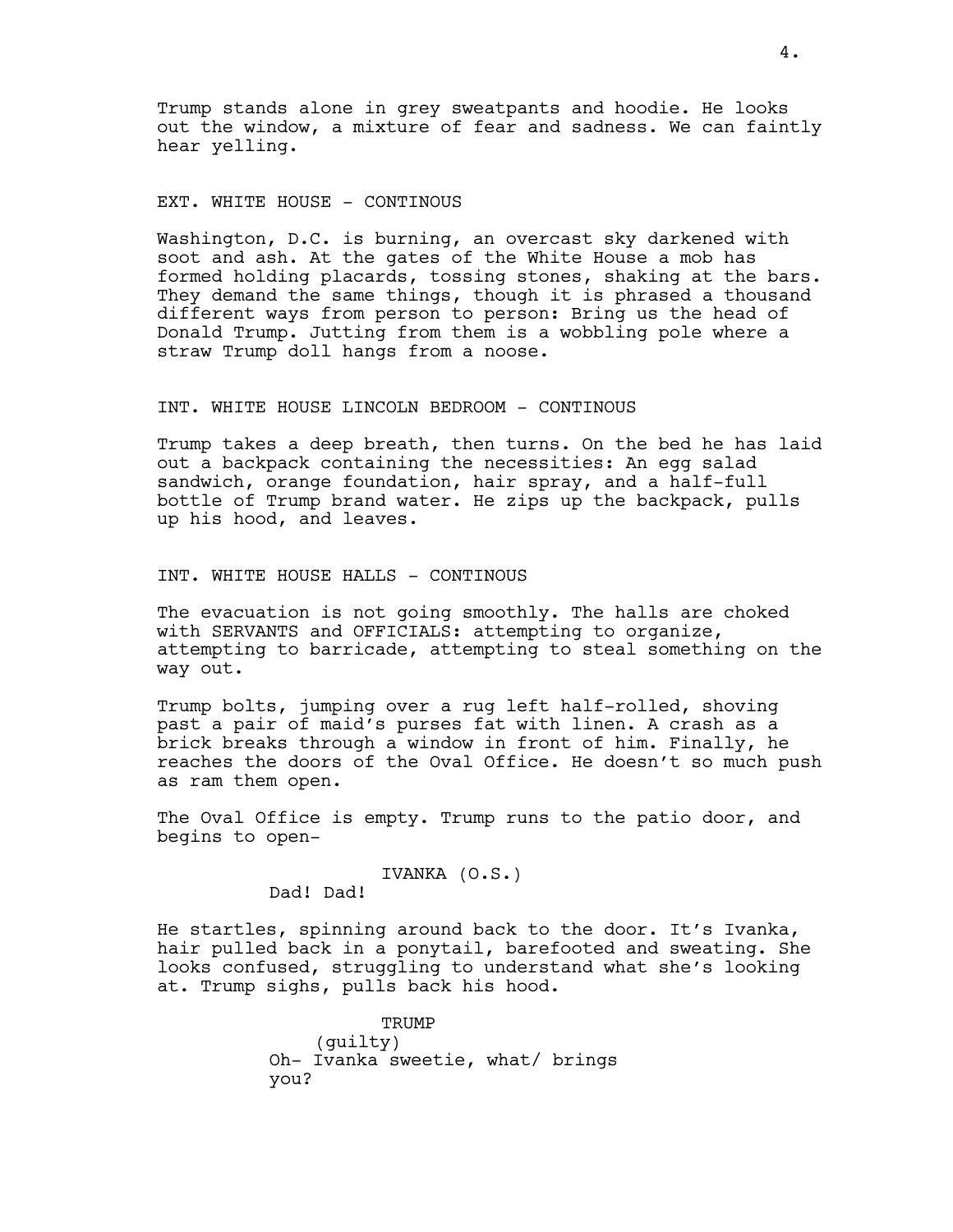Trump stands alone in grey sweatpants and hoodie. He looks out the window, a mixture of fear and sadness. We can faintly hear yelling.

EXT. WHITE HOUSE - CONTINOUS

Washington, D.C. is burning, an overcast sky darkened with soot and ash. At the gates of the White House a mob has formed holding placards, tossing stones, shaking at the bars. They demand the same things, though it is phrased a thousand different ways from person to person: Bring us the head of Donald Trump. Jutting from them is a wobbling pole where a straw Trump doll hangs from a noose.

INT. WHITE HOUSE LINCOLN BEDROOM - CONTINOUS

Trump takes a deep breath, then turns. On the bed he has laid out a backpack containing the necessities: An egg salad sandwich, orange foundation, hair spray, and a half-full bottle of Trump brand water. He zips up the backpack, pulls up his hood, and leaves.

INT. WHITE HOUSE HALLS - CONTINOUS

The evacuation is not going smoothly. The halls are choked with SERVANTS and OFFICIALS: attempting to organize, attempting to barricade, attempting to steal something on the way out.

Trump bolts, jumping over a rug left half-rolled, shoving past a pair of maid's purses fat with linen. A crash as a brick breaks through a window in front of him. Finally, he reaches the doors of the Oval Office. He doesn't so much push as ram them open.

The Oval Office is empty. Trump runs to the patio door, and begins to open-

IVANKA (O.S.)
Dad! Dad!

He startles, spinning around back to the door. It's Ivanka, hair pulled back in a ponytail, barefooted and sweating. She looks confused, struggling to understand what she's looking at. Trump sighs, pulls back his hood.

TRUMP
(guilty)
Oh- Ivanka sweetie, what/ brings you?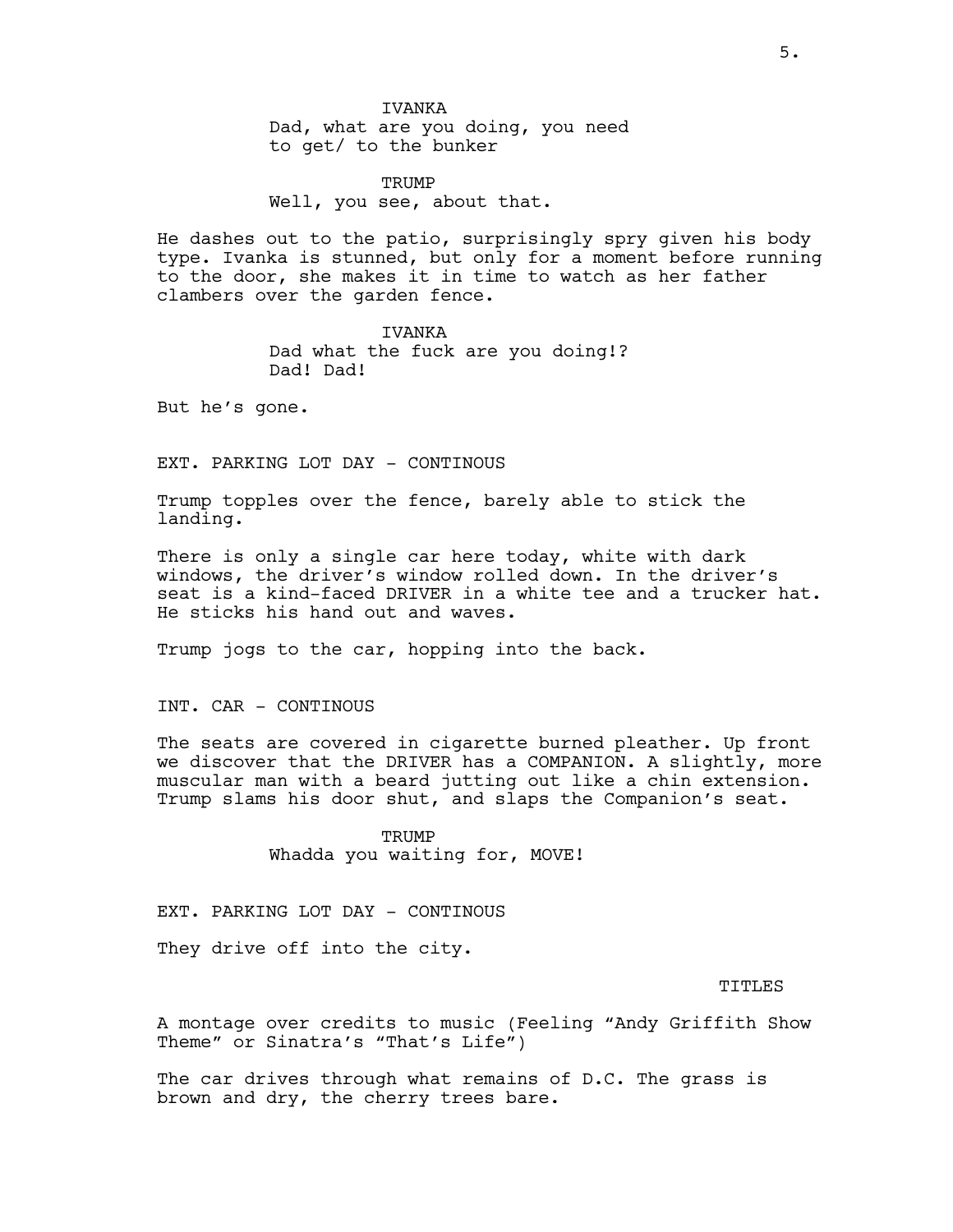IVANKA
Dad, what are you doing, you need to get/ to the bunker

TRUMP
Well, you see, about that.

He dashes out to the patio, surprisingly spry given his body type. Ivanka is stunned, but only for a moment before running to the door, she makes it in time to watch as her father clambers over the garden fence.

IVANKA
Dad what the fuck are you doing!? Dad! Dad!

But he's gone.

EXT. PARKING LOT DAY - CONTINOUS

Trump topples over the fence, barely able to stick the landing.

There is only a single car here today, white with dark windows, the driver's window rolled down. In the driver's seat is a kind-faced DRIVER in a white tee and a trucker hat. He sticks his hand out and waves.

Trump jogs to the car, hopping into the back.

INT. CAR - CONTINOUS

The seats are covered in cigarette burned pleather. Up front we discover that the DRIVER has a COMPANION. A slightly, more muscular man with a beard jutting out like a chin extension. Trump slams his door shut, and slaps the Companion's seat.

TRUMP
Whadda you waiting for, MOVE!

EXT. PARKING LOT DAY - CONTINOUS

They drive off into the city.

TITLES

A montage over credits to music (Feeling "Andy Griffith Show Theme" or Sinatra's "That's Life")

The car drives through what remains of D.C. The grass is brown and dry, the cherry trees bare.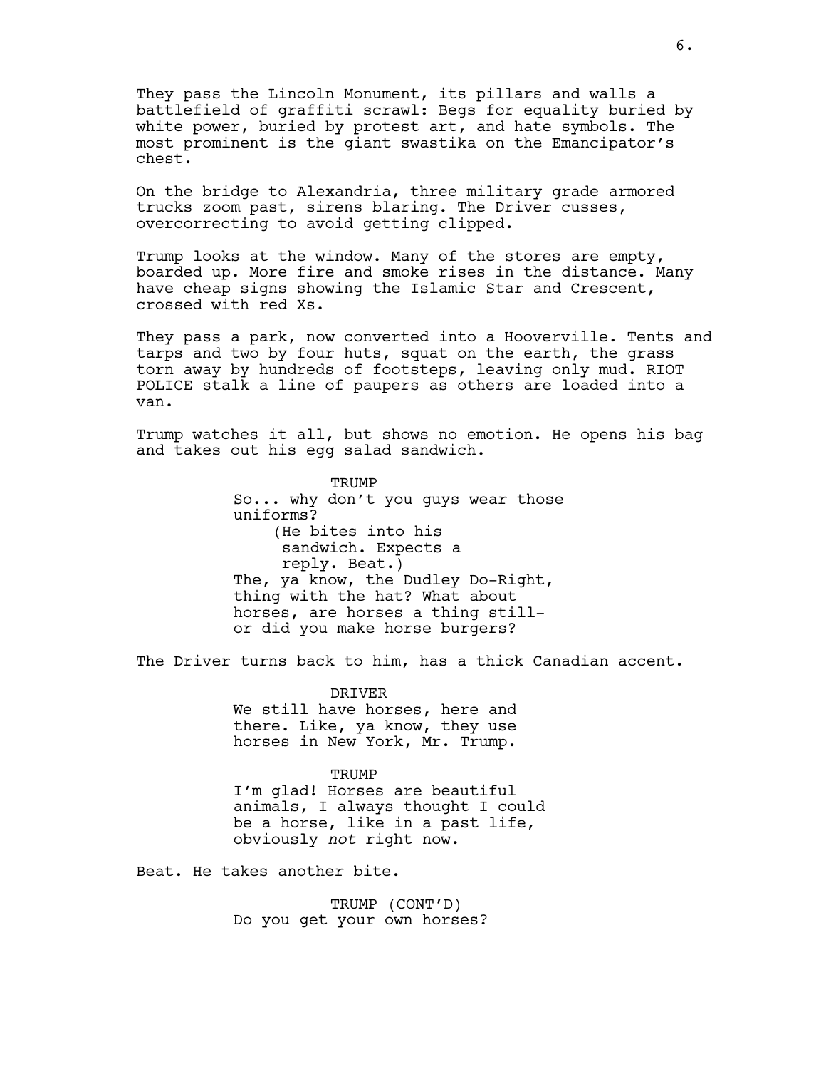They pass the Lincoln Monument, its pillars and walls a battlefield of graffiti scrawl: Begs for equality buried by white power, buried by protest art, and hate symbols. The most prominent is the giant swastika on the Emancipator's chest.

On the bridge to Alexandria, three military grade armored trucks zoom past, sirens blaring. The Driver cusses, overcorrecting to avoid getting clipped.

Trump looks at the window. Many of the stores are empty, boarded up. More fire and smoke rises in the distance. Many have cheap signs showing the Islamic Star and Crescent, crossed with red Xs.

They pass a park, now converted into a Hooverville. Tents and tarps and two by four huts, squat on the earth, the grass torn away by hundreds of footsteps, leaving only mud. RIOT POLICE stalk a line of paupers as others are loaded into a van.

Trump watches it all, but shows no emotion. He opens his bag and takes out his egg salad sandwich.

TRUMP
So... why don't you guys wear those uniforms?
(He bites into his sandwich. Expects a reply. Beat.)
The, ya know, the Dudley Do-Right, thing with the hat? What about horses, are horses a thing still- or did you make horse burgers?

The Driver turns back to him, has a thick Canadian accent.

DRIVER
We still have horses, here and there. Like, ya know, they use horses in New York, Mr. Trump.

TRUMP
I'm glad! Horses are beautiful animals, I always thought I could be a horse, like in a past life, obviously *not* right now.

Beat. He takes another bite.

TRUMP (CONT'D)
Do you get your own horses?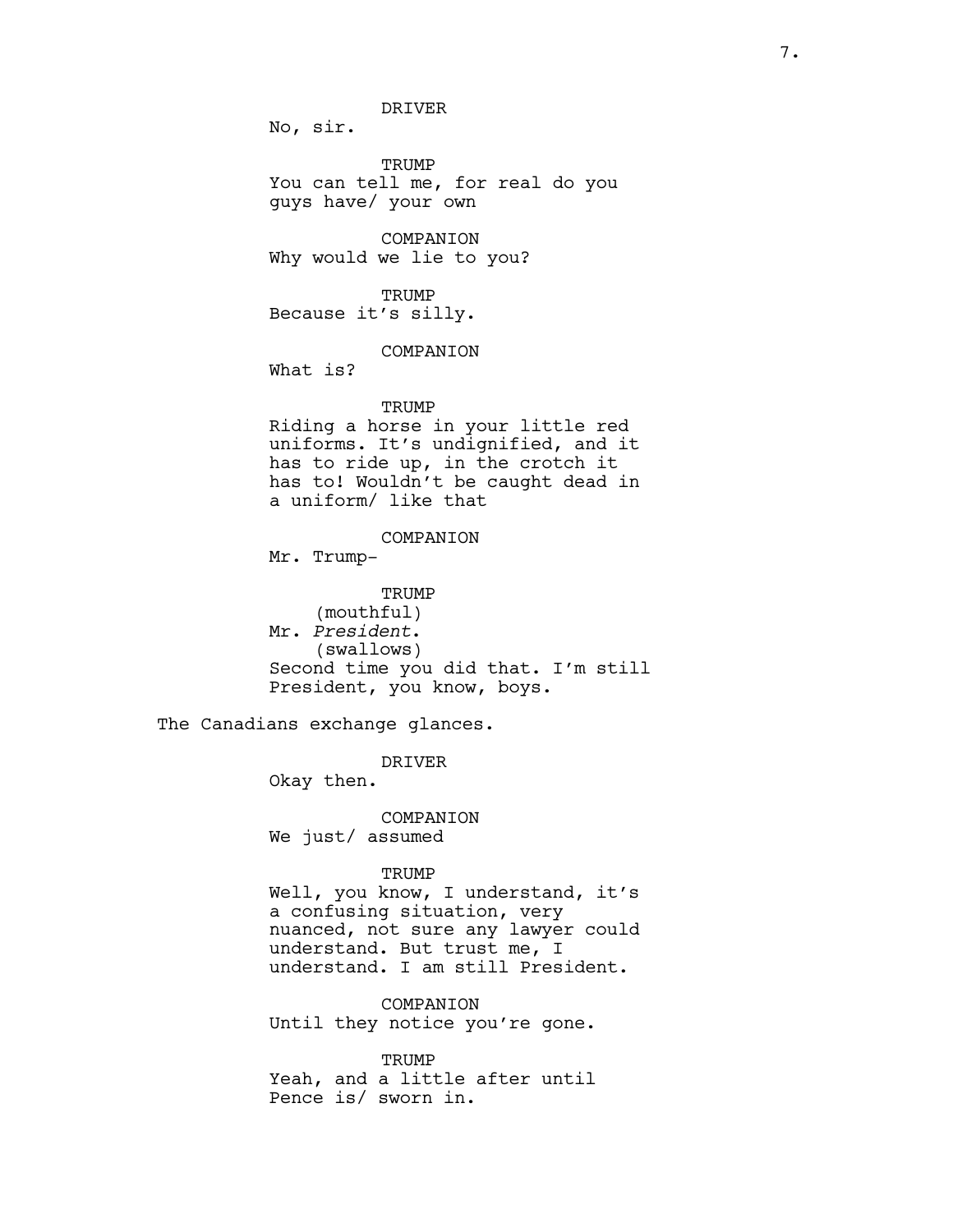DRIVER

No, sir.

TRUMP

You can tell me, for real do you guys have/ your own

COMPANION

Why would we lie to you?

TRUMP

Because it's silly.

COMPANION

What is?

TRUMP

Riding a horse in your little red uniforms. It's undignified, and it has to ride up, in the crotch it has to! Wouldn't be caught dead in a uniform/ like that

COMPANION

Mr. Trump-

TRUMP

(mouthful)

Mr. *President*.

(swallows)

Second time you did that. I'm still President, you know, boys.

The Canadians exchange glances.

DRIVER

Okay then.

COMPANION

We just/ assumed

TRUMP

Well, you know, I understand, it's a confusing situation, very nuanced, not sure any lawyer could understand. But trust me, I understand. I am still President.

COMPANION

Until they notice you're gone.

TRUMP

Yeah, and a little after until Pence is/ sworn in.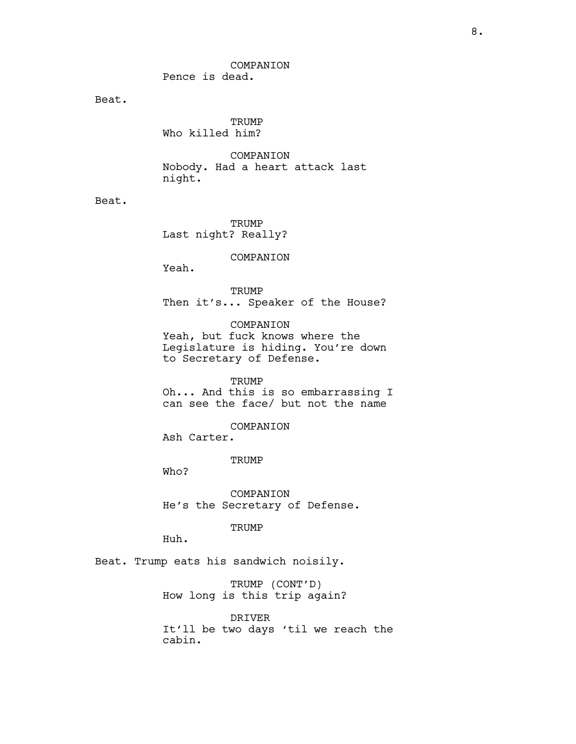COMPANION
Pence is dead.

Beat.

TRUMP
Who killed him?

COMPANION
Nobody. Had a heart attack last night.

Beat.

TRUMP
Last night? Really?

COMPANION
Yeah.

TRUMP
Then it's... Speaker of the House?

COMPANION
Yeah, but fuck knows where the Legislature is hiding. You're down to Secretary of Defense.

TRUMP
Oh... And this is so embarrassing I can see the face/ but not the name

COMPANION
Ash Carter.

TRUMP
Who?

COMPANION
He's the Secretary of Defense.

TRUMP
Huh.

Beat. Trump eats his sandwich noisily.

TRUMP (CONT'D)
How long is this trip again?

DRIVER
It'll be two days 'til we reach the cabin.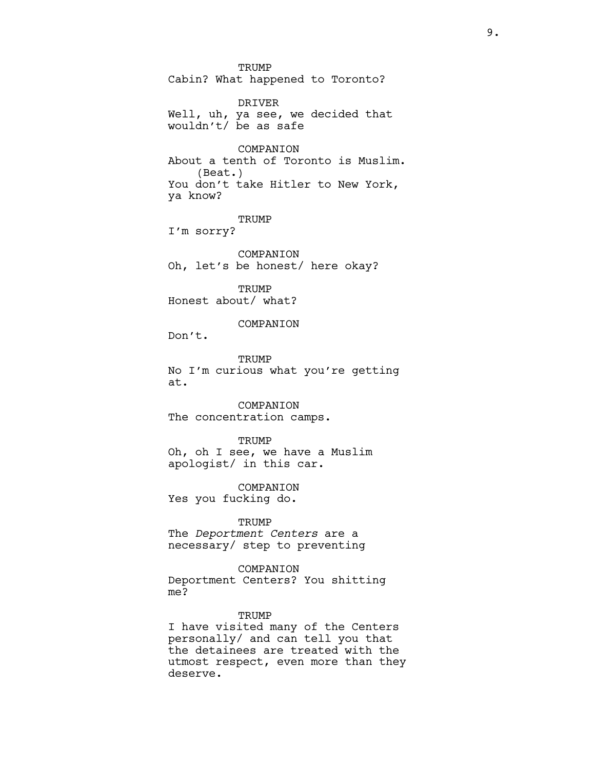TRUMP
Cabin? What happened to Toronto?

DRIVER
Well, uh, ya see, we decided that wouldn't/ be as safe

COMPANION
About a tenth of Toronto is Muslim.
(Beat.)
You don't take Hitler to New York, ya know?

TRUMP
I'm sorry?

COMPANION
Oh, let's be honest/ here okay?

TRUMP
Honest about/ what?

COMPANION
Don't.

TRUMP
No I'm curious what you're getting at.

COMPANION
The concentration camps.

TRUMP
Oh, oh I see, we have a Muslim apologist/ in this car.

COMPANION
Yes you fucking do.

TRUMP
The *Deportment Centers* are a necessary/ step to preventing

COMPANION
Deportment Centers? You shitting me?

TRUMP
I have visited many of the Centers personally/ and can tell you that the detainees are treated with the utmost respect, even more than they deserve.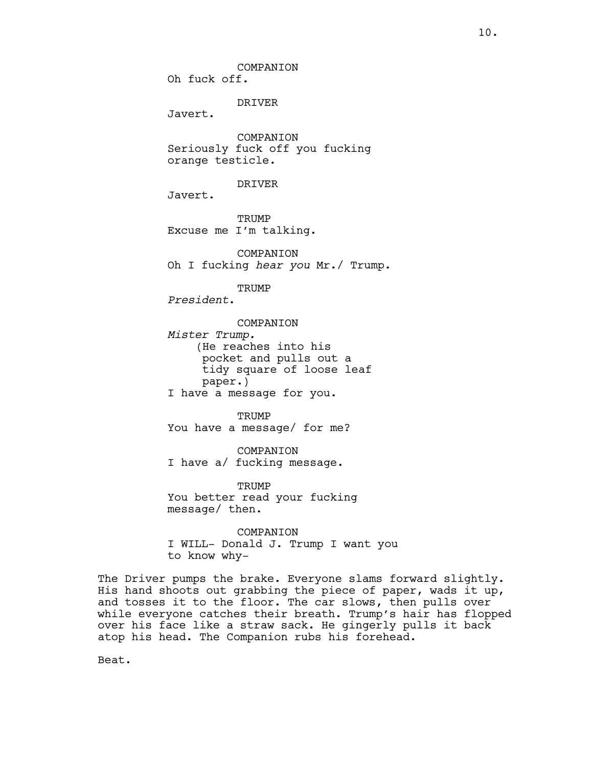COMPANION
Oh fuck off.

DRIVER
Javert.

COMPANION
Seriously fuck off you fucking orange testicle.

DRIVER
Javert.

TRUMP
Excuse me I'm talking.

COMPANION
Oh I fucking *hear you* Mr./ Trump.

TRUMP
*President*.

COMPANION
*Mister Trump.*
(He reaches into his pocket and pulls out a tidy square of loose leaf paper.)
I have a message for you.

TRUMP
You have a message/ for me?

COMPANION
I have a/ fucking message.

TRUMP
You better read your fucking message/ then.

COMPANION
I WILL- Donald J. Trump I want you to know why-

The Driver pumps the brake. Everyone slams forward slightly. His hand shoots out grabbing the piece of paper, wads it up, and tosses it to the floor. The car slows, then pulls over while everyone catches their breath. Trump's hair has flopped over his face like a straw sack. He gingerly pulls it back atop his head. The Companion rubs his forehead.

Beat.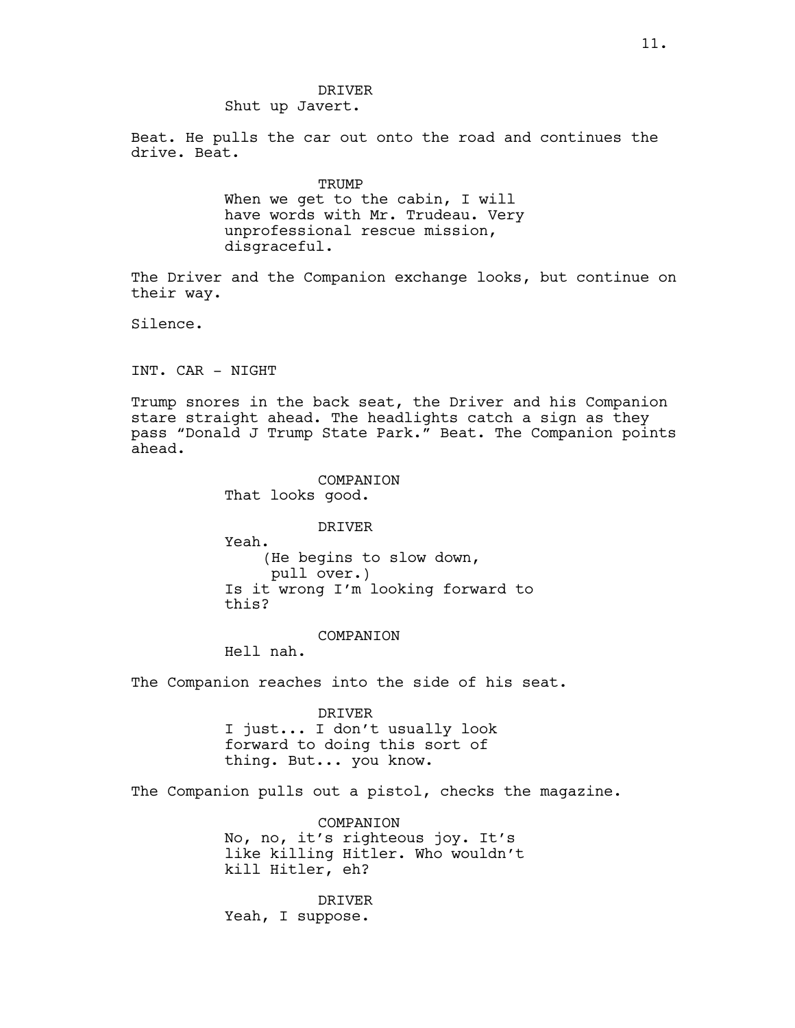DRIVER
Shut up Javert.

Beat. He pulls the car out onto the road and continues the drive. Beat.

TRUMP
When we get to the cabin, I will have words with Mr. Trudeau. Very unprofessional rescue mission, disgraceful.

The Driver and the Companion exchange looks, but continue on their way.

Silence.

INT. CAR - NIGHT

Trump snores in the back seat, the Driver and his Companion stare straight ahead. The headlights catch a sign as they pass "Donald J Trump State Park." Beat. The Companion points ahead.

COMPANION
That looks good.

DRIVER
Yeah.
(He begins to slow down, pull over.)
Is it wrong I'm looking forward to this?

COMPANION
Hell nah.

The Companion reaches into the side of his seat.

DRIVER
I just... I don't usually look forward to doing this sort of thing. But... you know.

The Companion pulls out a pistol, checks the magazine.

COMPANION
No, no, it's righteous joy. It's like killing Hitler. Who wouldn't kill Hitler, eh?

DRIVER
Yeah, I suppose.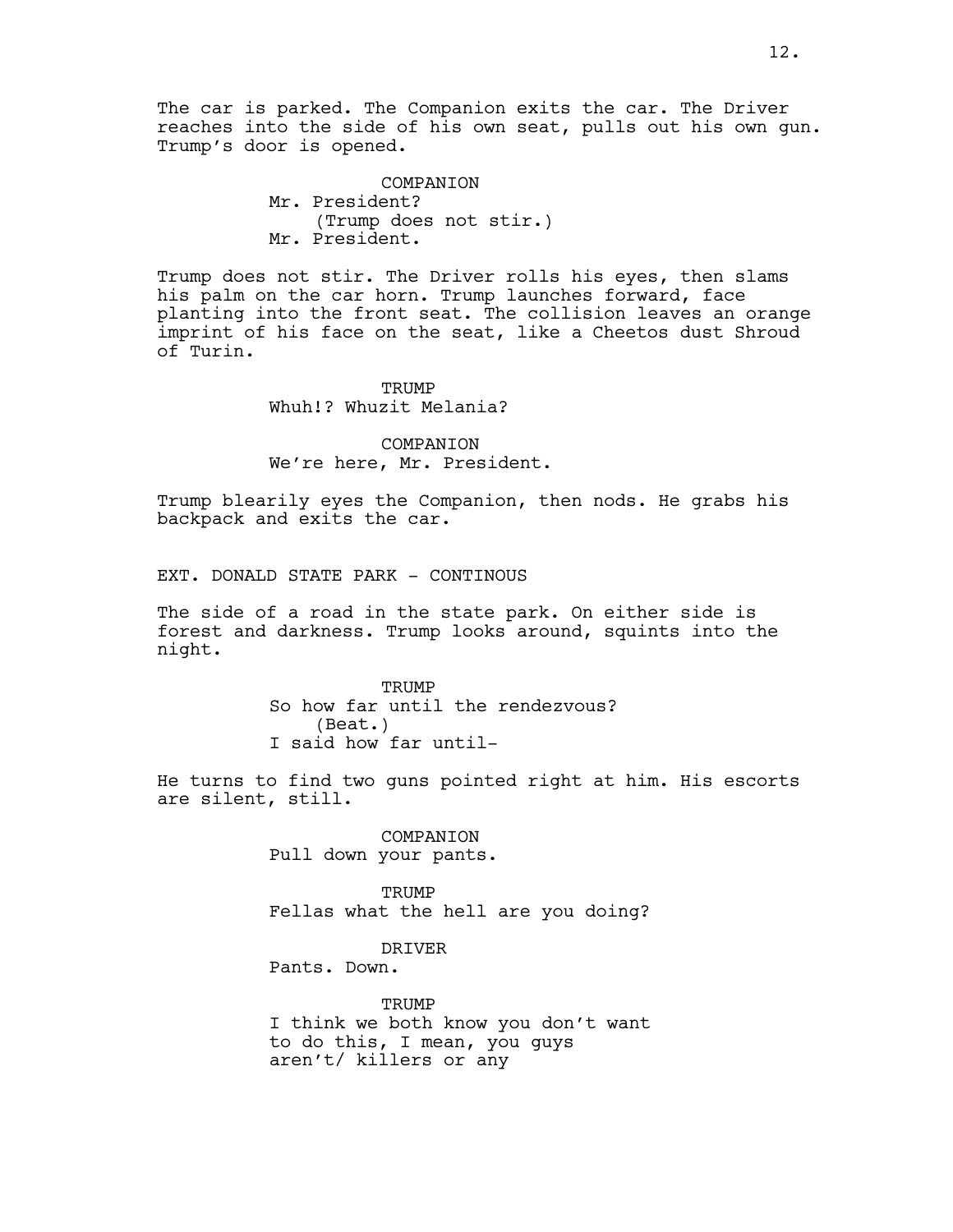The car is parked. The Companion exits the car. The Driver reaches into the side of his own seat, pulls out his own gun. Trump's door is opened.

COMPANION
Mr. President?
(Trump does not stir.)
Mr. President.

Trump does not stir. The Driver rolls his eyes, then slams his palm on the car horn. Trump launches forward, face planting into the front seat. The collision leaves an orange imprint of his face on the seat, like a Cheetos dust Shroud of Turin.

TRUMP
Whuh!? Whuzit Melania?

COMPANION
We're here, Mr. President.

Trump blearily eyes the Companion, then nods. He grabs his backpack and exits the car.

EXT. DONALD STATE PARK - CONTINOUS

The side of a road in the state park. On either side is forest and darkness. Trump looks around, squints into the night.

TRUMP
So how far until the rendezvous?
(Beat.)
I said how far until-

He turns to find two guns pointed right at him. His escorts are silent, still.

COMPANION
Pull down your pants.

TRUMP
Fellas what the hell are you doing?

DRIVER
Pants. Down.

TRUMP
I think we both know you don't want to do this, I mean, you guys aren't/ killers or any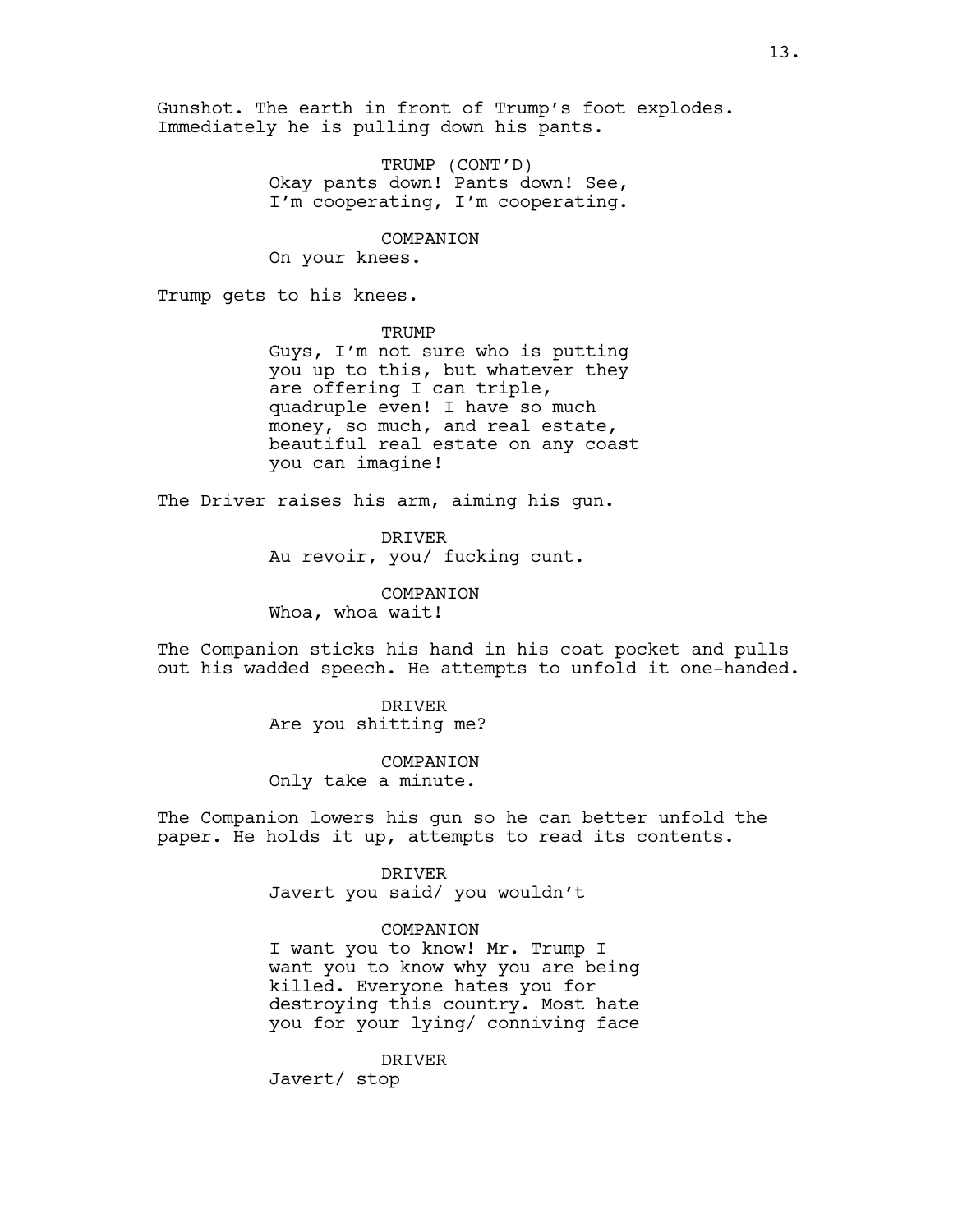Gunshot. The earth in front of Trump's foot explodes. Immediately he is pulling down his pants.

TRUMP (CONT'D)
Okay pants down! Pants down! See, I'm cooperating, I'm cooperating.

COMPANION
On your knees.

Trump gets to his knees.

TRUMP
Guys, I'm not sure who is putting you up to this, but whatever they are offering I can triple, quadruple even! I have so much money, so much, and real estate, beautiful real estate on any coast you can imagine!

The Driver raises his arm, aiming his gun.

DRIVER
Au revoir, you/ fucking cunt.

COMPANION
Whoa, whoa wait!

The Companion sticks his hand in his coat pocket and pulls out his wadded speech. He attempts to unfold it one-handed.

DRIVER
Are you shitting me?

COMPANION
Only take a minute.

The Companion lowers his gun so he can better unfold the paper. He holds it up, attempts to read its contents.

DRIVER
Javert you said/ you wouldn't

COMPANION
I want you to know! Mr. Trump I want you to know why you are being killed. Everyone hates you for destroying this country. Most hate you for your lying/ conniving face

DRIVER
Javert/ stop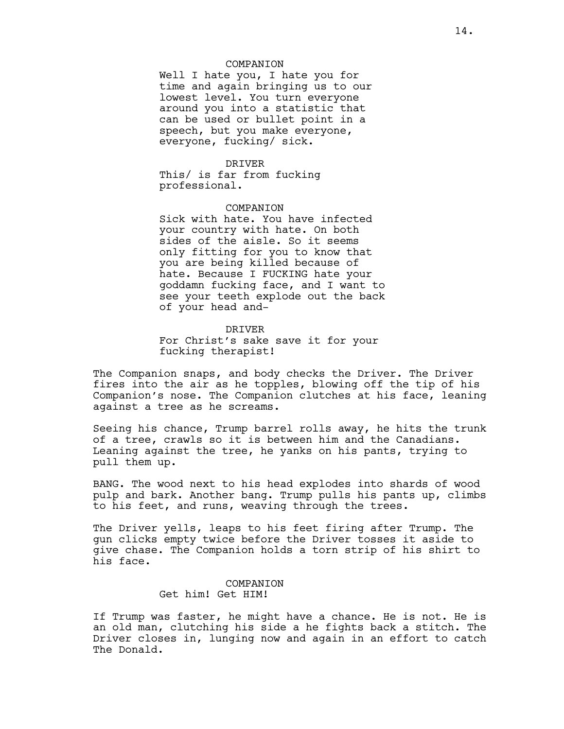COMPANION
Well I hate you, I hate you for time and again bringing us to our lowest level. You turn everyone around you into a statistic that can be used or bullet point in a speech, but you make everyone, everyone, fucking/ sick.

DRIVER
This/ is far from fucking professional.

COMPANION
Sick with hate. You have infected your country with hate. On both sides of the aisle. So it seems only fitting for you to know that you are being killed because of hate. Because I FUCKING hate your goddamn fucking face, and I want to see your teeth explode out the back of your head and-

DRIVER
For Christ's sake save it for your fucking therapist!

The Companion snaps, and body checks the Driver. The Driver fires into the air as he topples, blowing off the tip of his Companion's nose. The Companion clutches at his face, leaning against a tree as he screams.

Seeing his chance, Trump barrel rolls away, he hits the trunk of a tree, crawls so it is between him and the Canadians. Leaning against the tree, he yanks on his pants, trying to pull them up.

BANG. The wood next to his head explodes into shards of wood pulp and bark. Another bang. Trump pulls his pants up, climbs to his feet, and runs, weaving through the trees.

The Driver yells, leaps to his feet firing after Trump. The gun clicks empty twice before the Driver tosses it aside to give chase. The Companion holds a torn strip of his shirt to his face.

COMPANION
Get him! Get HIM!

If Trump was faster, he might have a chance. He is not. He is an old man, clutching his side a he fights back a stitch. The Driver closes in, lunging now and again in an effort to catch The Donald.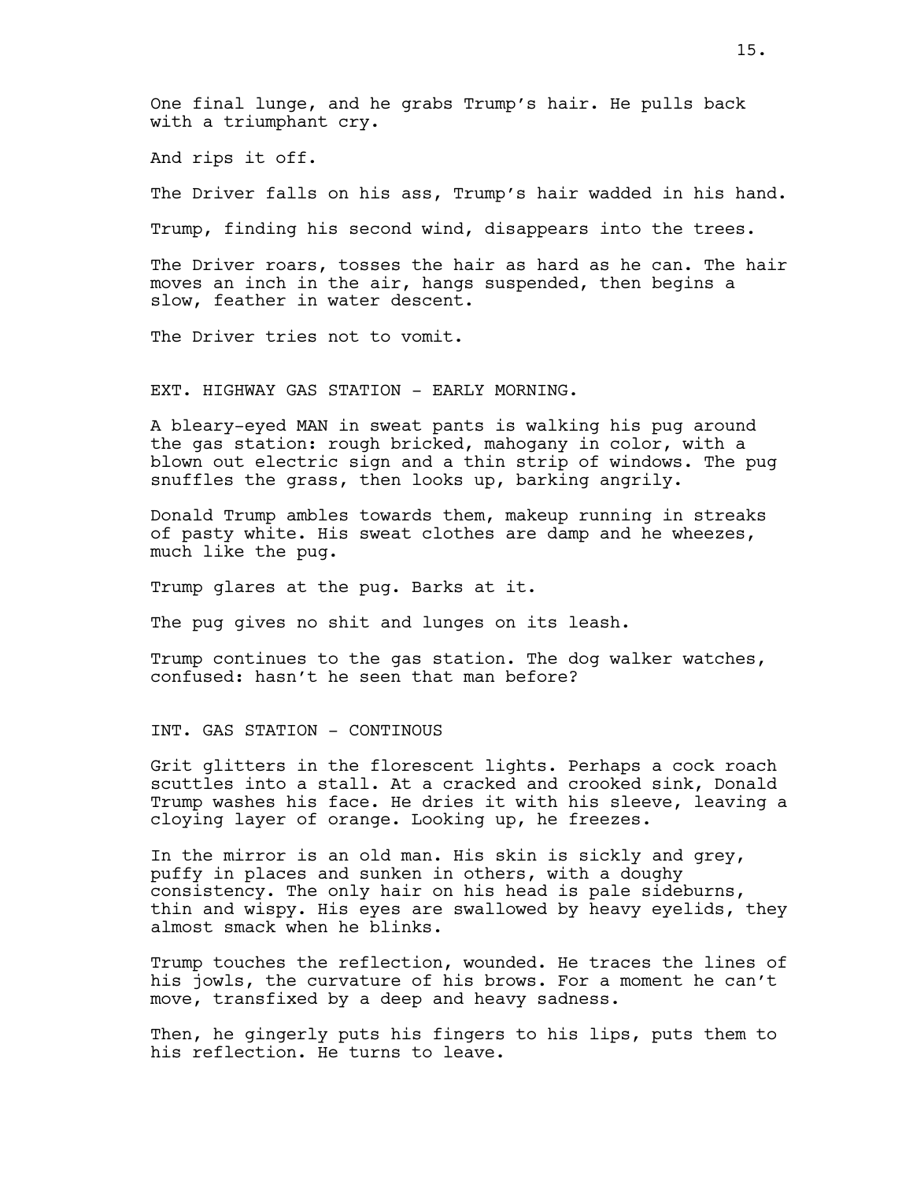One final lunge, and he grabs Trump's hair. He pulls back with a triumphant cry.

And rips it off.

The Driver falls on his ass, Trump's hair wadded in his hand.

Trump, finding his second wind, disappears into the trees.

The Driver roars, tosses the hair as hard as he can. The hair moves an inch in the air, hangs suspended, then begins a slow, feather in water descent.

The Driver tries not to vomit.

EXT. HIGHWAY GAS STATION - EARLY MORNING.

A bleary-eyed MAN in sweat pants is walking his pug around the gas station: rough bricked, mahogany in color, with a blown out electric sign and a thin strip of windows. The pug snuffles the grass, then looks up, barking angrily.

Donald Trump ambles towards them, makeup running in streaks of pasty white. His sweat clothes are damp and he wheezes, much like the pug.

Trump glares at the pug. Barks at it.

The pug gives no shit and lunges on its leash.

Trump continues to the gas station. The dog walker watches, confused: hasn't he seen that man before?

INT. GAS STATION - CONTINOUS

Grit glitters in the florescent lights. Perhaps a cock roach scuttles into a stall. At a cracked and crooked sink, Donald Trump washes his face. He dries it with his sleeve, leaving a cloying layer of orange. Looking up, he freezes.

In the mirror is an old man. His skin is sickly and grey, puffy in places and sunken in others, with a doughy consistency. The only hair on his head is pale sideburns, thin and wispy. His eyes are swallowed by heavy eyelids, they almost smack when he blinks.

Trump touches the reflection, wounded. He traces the lines of his jowls, the curvature of his brows. For a moment he can't move, transfixed by a deep and heavy sadness.

Then, he gingerly puts his fingers to his lips, puts them to his reflection. He turns to leave.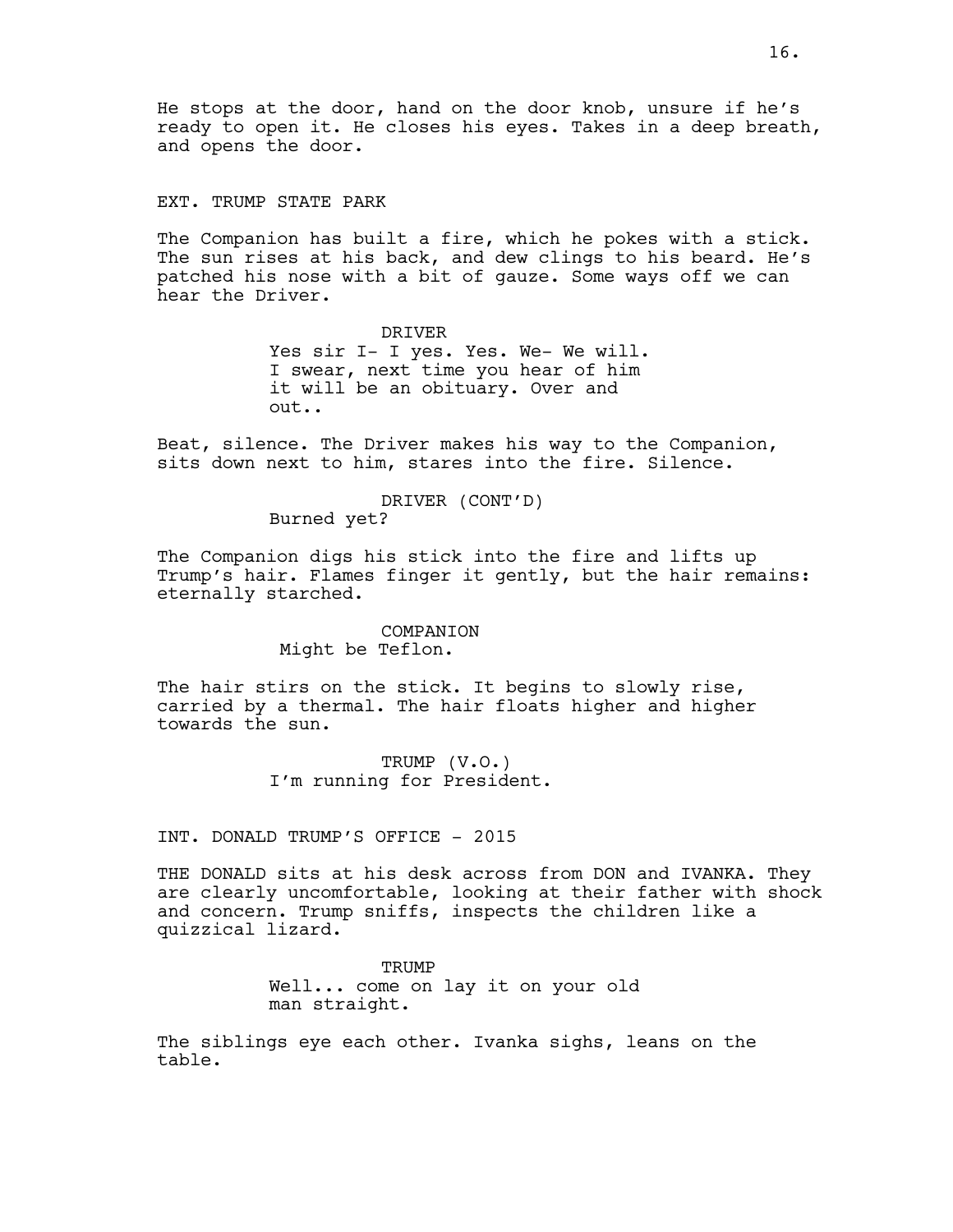He stops at the door, hand on the door knob, unsure if he's ready to open it. He closes his eyes. Takes in a deep breath, and opens the door.

EXT. TRUMP STATE PARK

The Companion has built a fire, which he pokes with a stick. The sun rises at his back, and dew clings to his beard. He's patched his nose with a bit of gauze. Some ways off we can hear the Driver.

DRIVER
Yes sir I- I yes. Yes. We- We will. I swear, next time you hear of him it will be an obituary. Over and out..

Beat, silence. The Driver makes his way to the Companion, sits down next to him, stares into the fire. Silence.

DRIVER (CONT'D)
Burned yet?

The Companion digs his stick into the fire and lifts up Trump's hair. Flames finger it gently, but the hair remains: eternally starched.

COMPANION
Might be Teflon.

The hair stirs on the stick. It begins to slowly rise, carried by a thermal. The hair floats higher and higher towards the sun.

TRUMP (V.O.)
I'm running for President.

INT. DONALD TRUMP'S OFFICE - 2015

THE DONALD sits at his desk across from DON and IVANKA. They are clearly uncomfortable, looking at their father with shock and concern. Trump sniffs, inspects the children like a quizzical lizard.

TRUMP
Well... come on lay it on your old man straight.

The siblings eye each other. Ivanka sighs, leans on the table.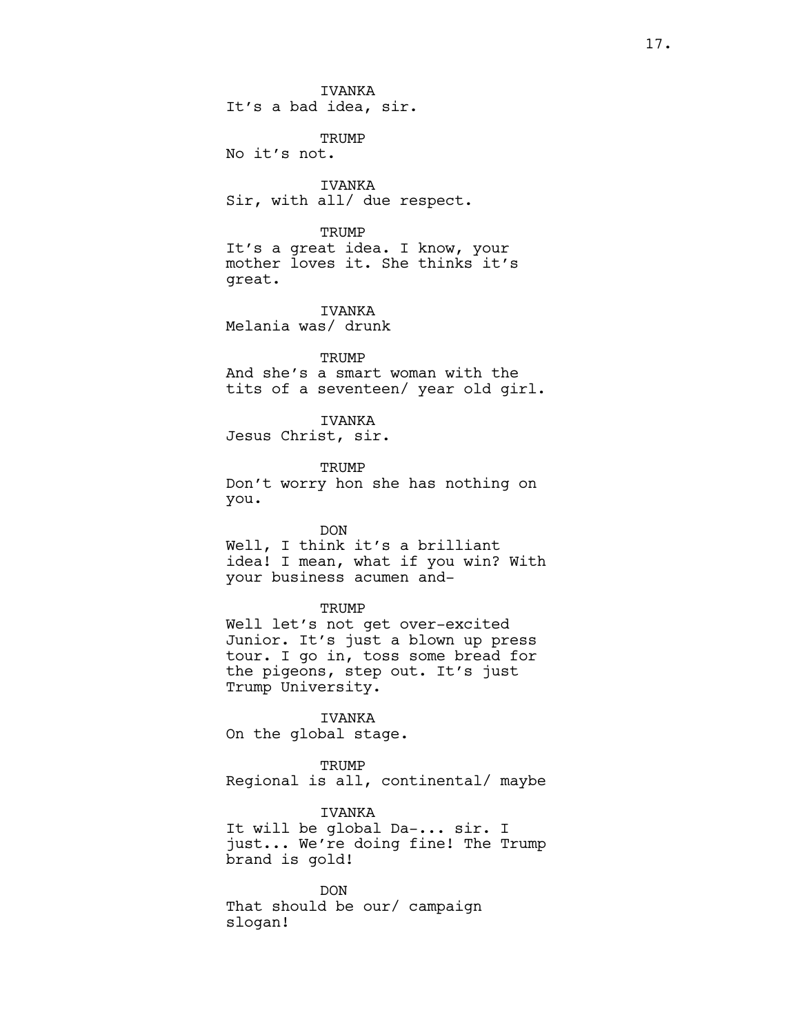IVANKA
It's a bad idea, sir.

TRUMP
No it's not.

IVANKA
Sir, with all/ due respect.

TRUMP
It's a great idea. I know, your mother loves it. She thinks it's great.

IVANKA
Melania was/ drunk

TRUMP
And she's a smart woman with the tits of a seventeen/ year old girl.

IVANKA
Jesus Christ, sir.

TRUMP
Don't worry hon she has nothing on you.

DON
Well, I think it's a brilliant idea! I mean, what if you win? With your business acumen and-

TRUMP
Well let's not get over-excited Junior. It's just a blown up press tour. I go in, toss some bread for the pigeons, step out. It's just Trump University.

IVANKA
On the global stage.

TRUMP
Regional is all, continental/ maybe

IVANKA
It will be global Da-... sir. I just... We're doing fine! The Trump brand is gold!

DON
That should be our/ campaign slogan!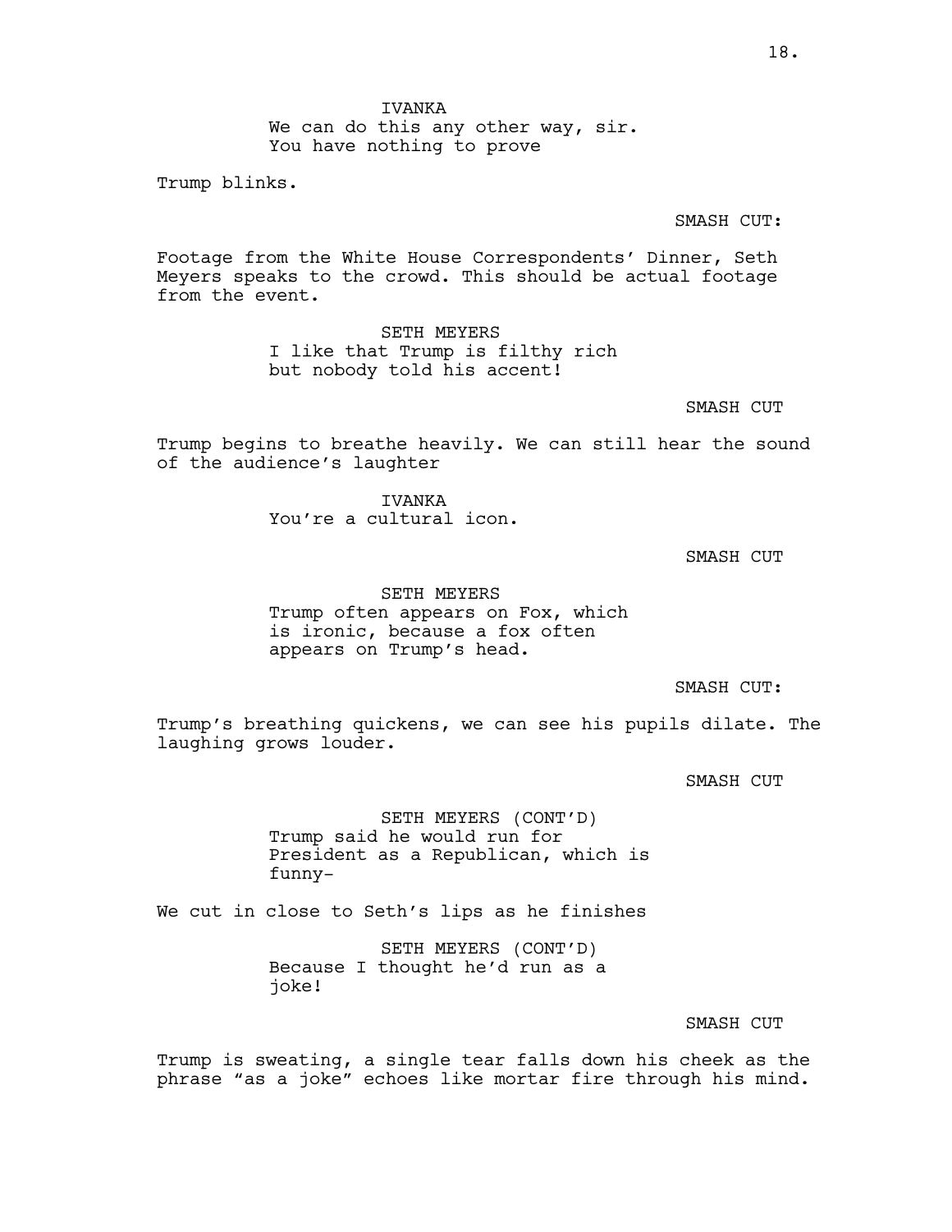IVANKA
We can do this any other way, sir. You have nothing to prove

Trump blinks.

SMASH CUT:

Footage from the White House Correspondents' Dinner, Seth Meyers speaks to the crowd. This should be actual footage from the event.

SETH MEYERS
I like that Trump is filthy rich but nobody told his accent!

SMASH CUT

Trump begins to breathe heavily. We can still hear the sound of the audience's laughter

IVANKA
You're a cultural icon.

SMASH CUT

SETH MEYERS
Trump often appears on Fox, which is ironic, because a fox often appears on Trump's head.

SMASH CUT:

Trump's breathing quickens, we can see his pupils dilate. The laughing grows louder.

SMASH CUT

SETH MEYERS (CONT'D)
Trump said he would run for President as a Republican, which is funny-

We cut in close to Seth's lips as he finishes

SETH MEYERS (CONT'D)
Because I thought he'd run as a joke!

SMASH CUT

Trump is sweating, a single tear falls down his cheek as the phrase "as a joke" echoes like mortar fire through his mind.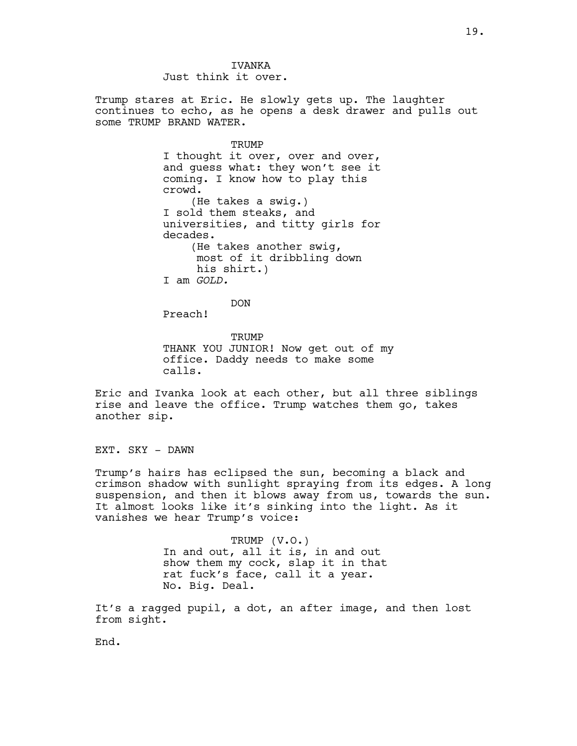IVANKA
Just think it over.

Trump stares at Eric. He slowly gets up. The laughter continues to echo, as he opens a desk drawer and pulls out some TRUMP BRAND WATER.

TRUMP
I thought it over, over and over, and guess what: they won't see it coming. I know how to play this crowd.
(He takes a swig.)
I sold them steaks, and universities, and titty girls for decades.
(He takes another swig, most of it dribbling down his shirt.)
I am *GOLD.*

DON
Preach!

TRUMP
THANK YOU JUNIOR! Now get out of my office. Daddy needs to make some calls.

Eric and Ivanka look at each other, but all three siblings rise and leave the office. Trump watches them go, takes another sip.

EXT. SKY - DAWN

Trump's hairs has eclipsed the sun, becoming a black and crimson shadow with sunlight spraying from its edges. A long suspension, and then it blows away from us, towards the sun. It almost looks like it's sinking into the light. As it vanishes we hear Trump's voice:

TRUMP (V.O.)
In and out, all it is, in and out show them my cock, slap it in that rat fuck's face, call it a year. No. Big. Deal.

It's a ragged pupil, a dot, an after image, and then lost from sight.

End.